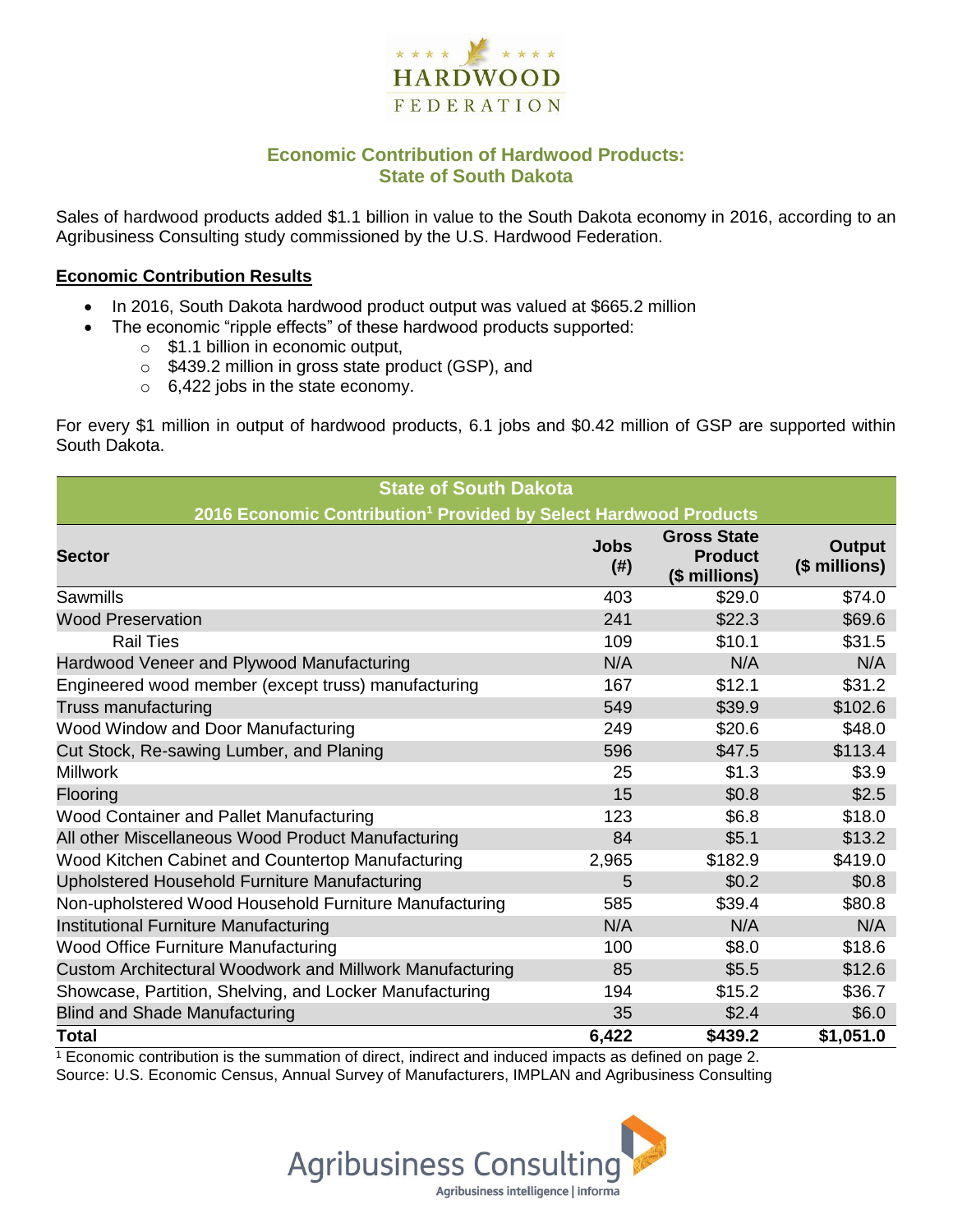HARDWOOD FEDERATION

## Economic Contribution of Hardwood Products: State of South Dakota

Sales of hardwood products added $1.1 billion in value to the South Dakota economy in 2016, according to an Agribusiness Consulting study commissioned by the U.S. Hardwood Federation.

**Economic Contribution Results**

- In 2016, South Dakota hardwood product output was valued at $665.2 million
- The economic "ripple effects" of these hardwood products supported:
  - $1.1 billion in economic output,
  - $439.2 million in gross state product (GSP), and
  - 6,422 jobs in the state economy.

For every $1 million in output of hardwood products, 6.1 jobs and $0.42 million of GSP are supported within South Dakota.

**State of South Dakota**
**2016 Economic Contribution[1] Provided by Select Hardwood Products**

| Sector | Jobs (#) | Gross State Product ($ millions) | Output ($ millions) |
|---|---|---|---|
| Sawmills | 403 | $29.0 | $74.0 |
| Wood Preservation | 241 | $22.3 | $69.6 |
| Rail Ties | 109 | $10.1 | $31.5 |
| Hardwood Veneer and Plywood Manufacturing | N/A | N/A | N/A |
| Engineered wood member (except truss) manufacturing | 167 | $12.1 | $31.2 |
| Truss manufacturing | 549 | $39.9 | $102.6 |
| Wood Window and Door Manufacturing | 249 | $20.6 | $48.0 |
| Cut Stock, Re-sawing Lumber, and Planing | 596 | $47.5 | $113.4 |
| Millwork | 25 | $1.3 | $3.9 |
| Flooring | 15 | $0.8 | $2.5 |
| Wood Container and Pallet Manufacturing | 123 | $6.8 | $18.0 |
| All other Miscellaneous Wood Product Manufacturing | 84 | $5.1 | $13.2 |
| Wood Kitchen Cabinet and Countertop Manufacturing | 2,965 | $182.9 | $419.0 |
| Upholstered Household Furniture Manufacturing | 5 | $0.2 | $0.8 |
| Non-upholstered Wood Household Furniture Manufacturing | 585 | $39.4 | $80.8 |
| Institutional Furniture Manufacturing | N/A | N/A | N/A |
| Wood Office Furniture Manufacturing | 100 | $8.0 | $18.6 |
| Custom Architectural Woodwork and Millwork Manufacturing | 85 | $5.5 | $12.6 |
| Showcase, Partition, Shelving, and Locker Manufacturing | 194 | $15.2 | $36.7 |
| Blind and Shade Manufacturing | 35 | $2.4 | $6.0 |
| **Total** | **6,422** | **$439.2** | **$1,051.0** |

[1] Economic contribution is the summation of direct, indirect and induced impacts as defined on page 2.
Source: U.S. Economic Census, Annual Survey of Manufacturers, IMPLAN and Agribusiness Consulting

Agribusiness Consulting
Agribusiness intelligence | informa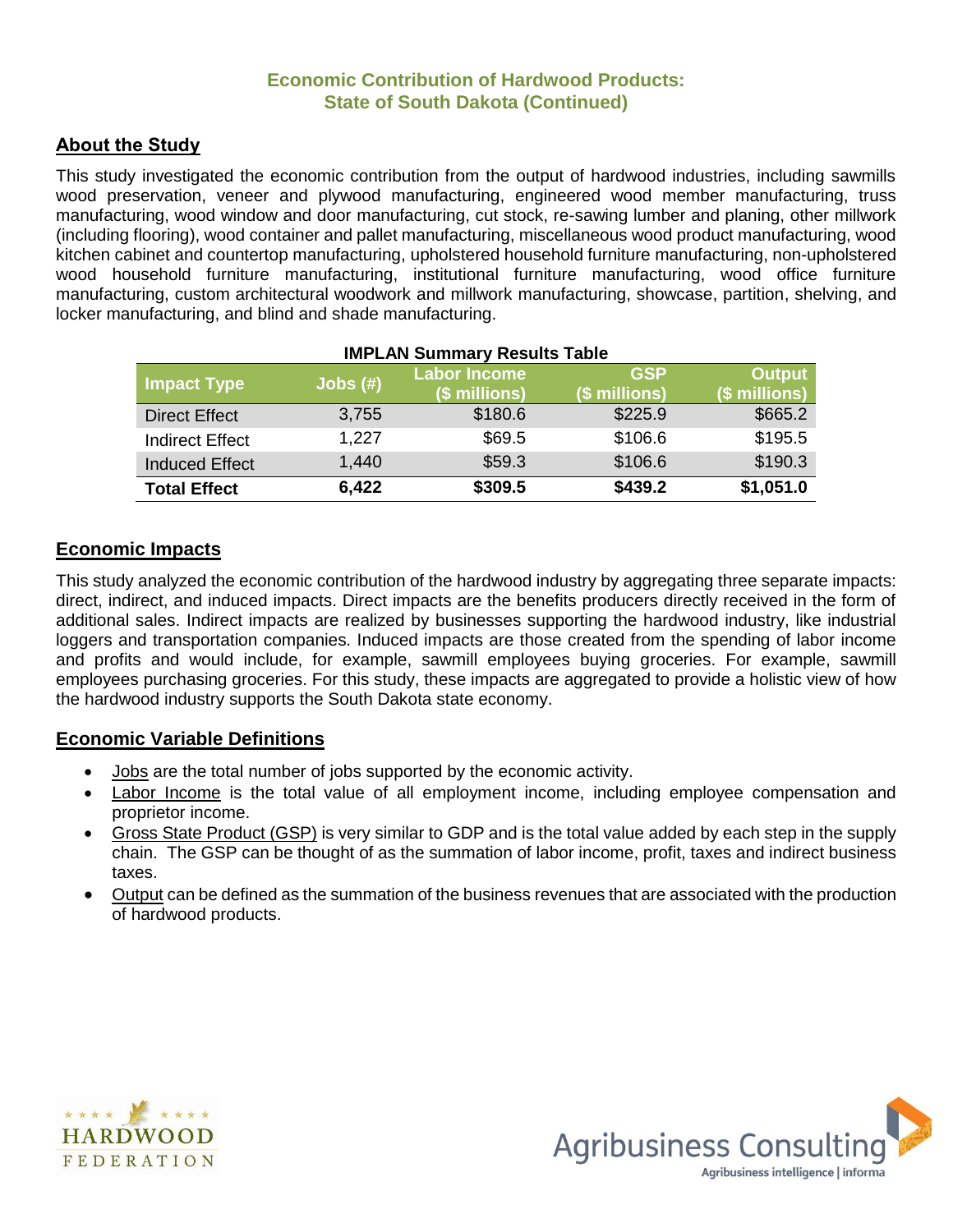# Economic Contribution of Hardwood Products: State of South Dakota (Continued)

## About the Study

This study investigated the economic contribution from the output of hardwood industries, including sawmills wood preservation, veneer and plywood manufacturing, engineered wood member manufacturing, truss manufacturing, wood window and door manufacturing, cut stock, re-sawing lumber and planing, other millwork (including flooring), wood container and pallet manufacturing, miscellaneous wood product manufacturing, wood kitchen cabinet and countertop manufacturing, upholstered household furniture manufacturing, non-upholstered wood household furniture manufacturing, institutional furniture manufacturing, wood office furniture manufacturing, custom architectural woodwork and millwork manufacturing, showcase, partition, shelving, and locker manufacturing, and blind and shade manufacturing.

**IMPLAN Summary Results Table**

| Impact Type | Jobs (#) | Labor Income ($ millions) | GSP ($ millions) | Output ($ millions) |
|---|---|---|---|---|
| Direct Effect | 3,755 | $180.6 | $225.9 | $665.2 |
| Indirect Effect | 1,227 | $69.5 | $106.6 | $195.5 |
| Induced Effect | 1,440 | $59.3 | $106.6 | $190.3 |
| **Total Effect** | **6,422** | **$309.5** | **$439.2** | **$1,051.0** |

## Economic Impacts

This study analyzed the economic contribution of the hardwood industry by aggregating three separate impacts: direct, indirect, and induced impacts. Direct impacts are the benefits producers directly received in the form of additional sales. Indirect impacts are realized by businesses supporting the hardwood industry, like industrial loggers and transportation companies. Induced impacts are those created from the spending of labor income and profits and would include, for example, sawmill employees buying groceries. For example, sawmill employees purchasing groceries. For this study, these impacts are aggregated to provide a holistic view of how the hardwood industry supports the South Dakota state economy.

## Economic Variable Definitions

- Jobs are the total number of jobs supported by the economic activity.
- Labor Income is the total value of all employment income, including employee compensation and proprietor income.
- Gross State Product (GSP) is very similar to GDP and is the total value added by each step in the supply chain. The GSP can be thought of as the summation of labor income, profit, taxes and indirect business taxes.
- Output can be defined as the summation of the business revenues that are associated with the production of hardwood products.

HARDWOOD FEDERATION

Agribusiness Consulting
Agribusiness intelligence | informa